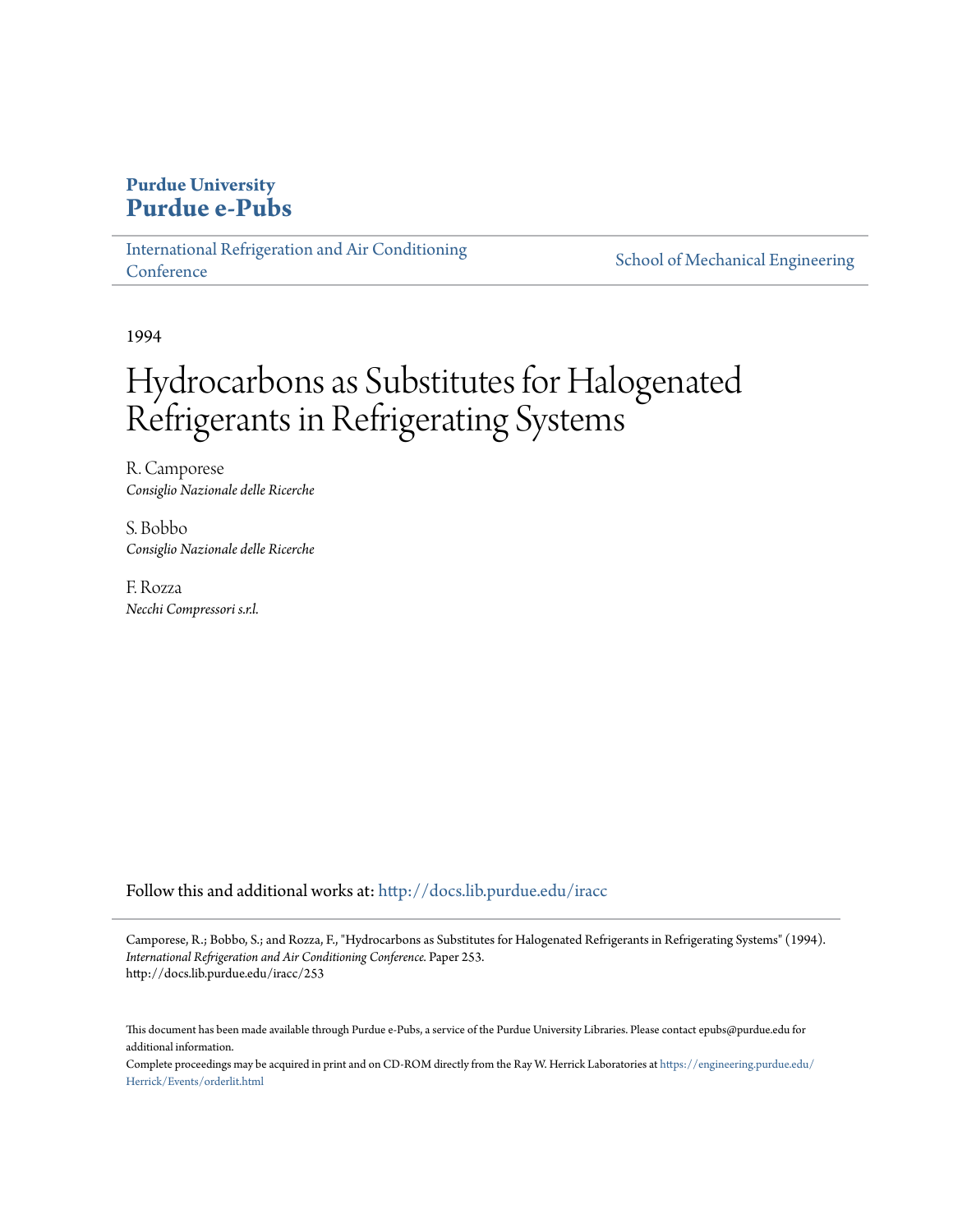**Purdue University**
**Purdue e-Pubs**

International Refrigeration and Air Conditioning Conference | School of Mechanical Engineering

1994

# Hydrocarbons as Substitutes for Halogenated Refrigerants in Refrigerating Systems

R. Camporese
*Consiglio Nazionale delle Ricerche*

S. Bobbo
*Consiglio Nazionale delle Ricerche*

F. Rozza
*Necchi Compressori s.r.l.*

Follow this and additional works at: http://docs.lib.purdue.edu/iracc

Camporese, R.; Bobbo, S.; and Rozza, F., "Hydrocarbons as Substitutes for Halogenated Refrigerants in Refrigerating Systems" (1994). *International Refrigeration and Air Conditioning Conference.* Paper 253.
http://docs.lib.purdue.edu/iracc/253

This document has been made available through Purdue e-Pubs, a service of the Purdue University Libraries. Please contact epubs@purdue.edu for additional information.

Complete proceedings may be acquired in print and on CD-ROM directly from the Ray W. Herrick Laboratories at https://engineering.purdue.edu/Herrick/Events/orderlit.html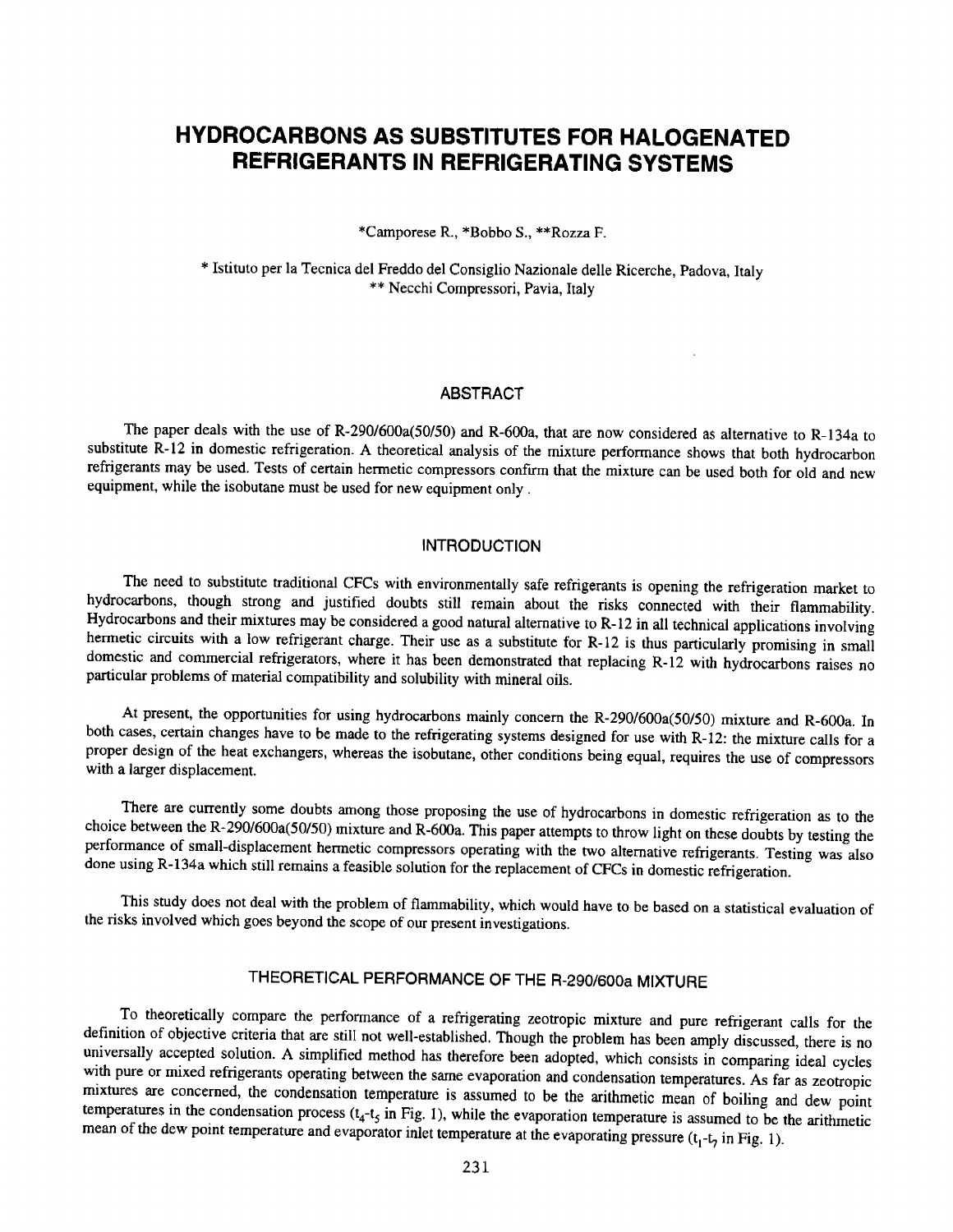# HYDROCARBONS AS SUBSTITUTES FOR HALOGENATED REFRIGERANTS IN REFRIGERATING SYSTEMS

*Camporese R., *Bobbo S., **Rozza F.

* Istituto per la Tecnica del Freddo del Consiglio Nazionale delle Ricerche, Padova, Italy
** Necchi Compressori, Pavia, Italy

## ABSTRACT

The paper deals with the use of R-290/600a(50/50) and R-600a, that are now considered as alternative to R-134a to substitute R-12 in domestic refrigeration. A theoretical analysis of the mixture performance shows that both hydrocarbon refrigerants may be used. Tests of certain hermetic compressors confirm that the mixture can be used both for old and new equipment, while the isobutane must be used for new equipment only .

## INTRODUCTION

The need to substitute traditional CFCs with environmentally safe refrigerants is opening the refrigeration market to hydrocarbons, though strong and justified doubts still remain about the risks connected with their flammability. Hydrocarbons and their mixtures may be considered a good natural alternative to R-12 in all technical applications involving hermetic circuits with a low refrigerant charge. Their use as a substitute for R-12 is thus particularly promising in small domestic and commercial refrigerators, where it has been demonstrated that replacing R-12 with hydrocarbons raises no particular problems of material compatibility and solubility with mineral oils.

At present, the opportunities for using hydrocarbons mainly concern the R-290/600a(50/50) mixture and R-600a. In both cases, certain changes have to be made to the refrigerating systems designed for use with R-12: the mixture calls for a proper design of the heat exchangers, whereas the isobutane, other conditions being equal, requires the use of compressors with a larger displacement.

There are currently some doubts among those proposing the use of hydrocarbons in domestic refrigeration as to the choice between the R-290/600a(50/50) mixture and R-600a. This paper attempts to throw light on these doubts by testing the performance of small-displacement hermetic compressors operating with the two alternative refrigerants. Testing was also done using R-134a which still remains a feasible solution for the replacement of CFCs in domestic refrigeration.

This study does not deal with the problem of flammability, which would have to be based on a statistical evaluation of the risks involved which goes beyond the scope of our present investigations.

## THEORETICAL PERFORMANCE OF THE R-290/600a MIXTURE

To theoretically compare the performance of a refrigerating zeotropic mixture and pure refrigerant calls for the definition of objective criteria that are still not well-established. Though the problem has been amply discussed, there is no universally accepted solution. A simplified method has therefore been adopted, which consists in comparing ideal cycles with pure or mixed refrigerants operating between the same evaporation and condensation temperatures. As far as zeotropic mixtures are concerned, the condensation temperature is assumed to be the arithmetic mean of boiling and dew point temperatures in the condensation process ($t_4$-$t_5$ in Fig. 1), while the evaporation temperature is assumed to be the arithmetic mean of the dew point temperature and evaporator inlet temperature at the evaporating pressure ($t_1$-$t_7$ in Fig. 1).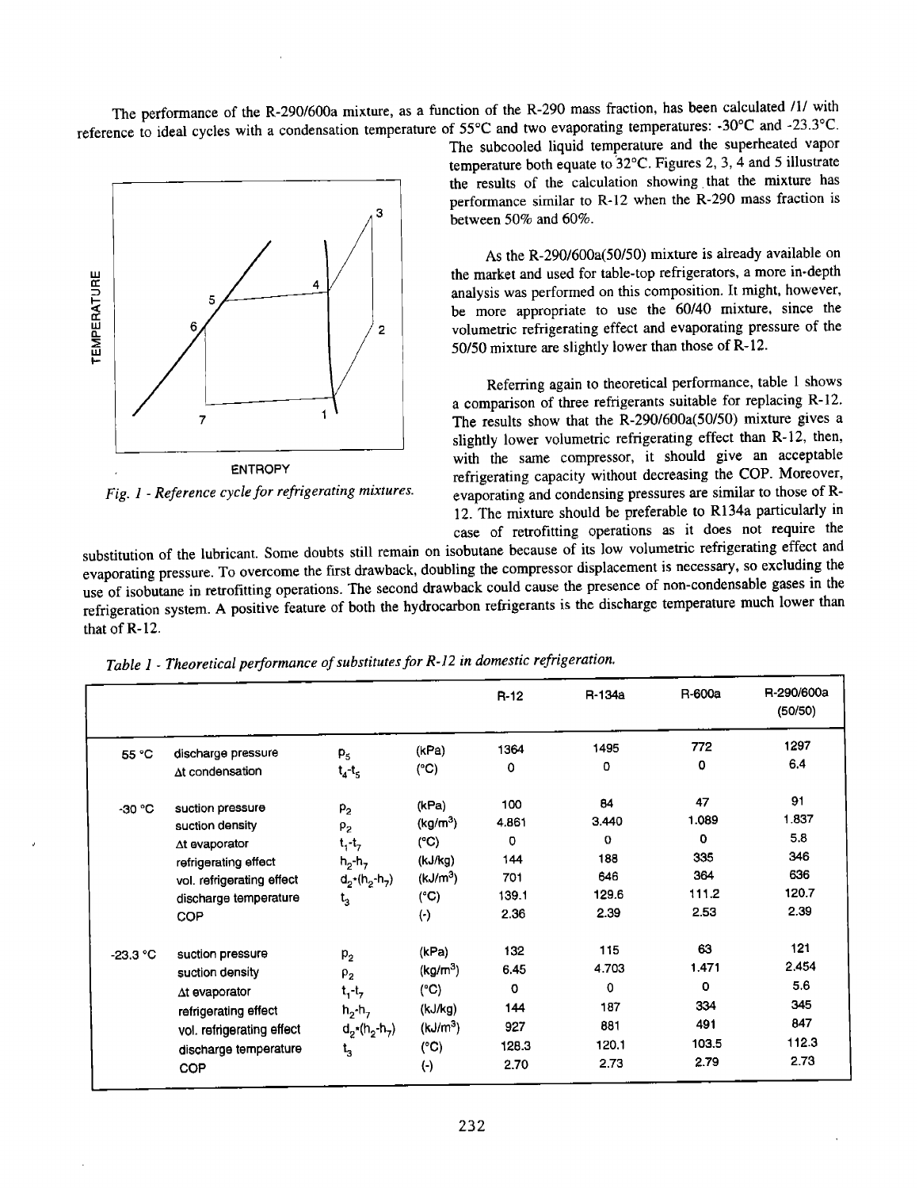The performance of the R-290/600a mixture, as a function of the R-290 mass fraction, has been calculated /1/ with reference to ideal cycles with a condensation temperature of 55°C and two evaporating temperatures: -30°C and -23.3°C. The subcooled liquid temperature and the superheated vapor temperature both equate to 32°C. Figures 2, 3, 4 and 5 illustrate the results of the calculation showing that the mixture has performance similar to R-12 when the R-290 mass fraction is between 50% and 60%.

*Fig. 1 - Reference cycle for refrigerating mixtures.*

As the R-290/600a(50/50) mixture is already available on the market and used for table-top refrigerators, a more in-depth analysis was performed on this composition. It might, however, be more appropriate to use the 60/40 mixture, since the volumetric refrigerating effect and evaporating pressure of the 50/50 mixture are slightly lower than those of R-12.

Referring again to theoretical performance, table 1 shows a comparison of three refrigerants suitable for replacing R-12. The results show that the R-290/600a(50/50) mixture gives a slightly lower volumetric refrigerating effect than R-12, then, with the same compressor, it should give an acceptable refrigerating capacity without decreasing the COP. Moreover, evaporating and condensing pressures are similar to those of R-12. The mixture should be preferable to R134a particularly in case of retrofitting operations as it does not require the substitution of the lubricant. Some doubts still remain on isobutane because of its low volumetric refrigerating effect and evaporating pressure. To overcome the first drawback, doubling the compressor displacement is necessary, so excluding the use of isobutane in retrofitting operations. The second drawback could cause the presence of non-condensable gases in the refrigeration system. A positive feature of both the hydrocarbon refrigerants is the discharge temperature much lower than that of R-12.

*Table 1 - Theoretical performance of substitutes for R-12 in domestic refrigeration.*

| | | | | R-12 | R-134a | R-600a | R-290/600a (50/50) |
|---|---|---|---|---|---|---|---|
| 55 °C | discharge pressure | $p_5$ | (kPa) | 1364 | 1495 | 772 | 1297 |
| | Δt condensation | $t_4$-$t_5$ | (°C) | 0 | 0 | 0 | 6.4 |
| -30 °C | suction pressure | $p_2$ | (kPa) | 100 | 84 | 47 | 91 |
| | suction density | $\rho_2$ | (kg/m³) | 4.861 | 3.440 | 1.089 | 1.837 |
| | Δt evaporator | $t_1$-$t_7$ | (°C) | 0 | 0 | 0 | 5.8 |
| | refrigerating effect | $h_2$-$h_7$ | (kJ/kg) | 144 | 188 | 335 | 346 |
| | vol. refrigerating effect | $d_2 \cdot (h_2-h_7)$ | (kJ/m³) | 701 | 646 | 364 | 636 |
| | discharge temperature | $t_3$ | (°C) | 139.1 | 129.6 | 111.2 | 120.7 |
| | COP | | (-) | 2.36 | 2.39 | 2.53 | 2.39 |
| -23.3 °C | suction pressure | $p_2$ | (kPa) | 132 | 115 | 63 | 121 |
| | suction density | $\rho_2$ | (kg/m³) | 6.45 | 4.703 | 1.471 | 2.454 |
| | Δt evaporator | $t_1$-$t_7$ | (°C) | 0 | 0 | 0 | 5.6 |
| | refrigerating effect | $h_2$-$h_7$ | (kJ/kg) | 144 | 187 | 334 | 345 |
| | vol. refrigerating effect | $d_2 \cdot (h_2-h_7)$ | (kJ/m³) | 927 | 881 | 491 | 847 |
| | discharge temperature | $t_3$ | (°C) | 128.3 | 120.1 | 103.5 | 112.3 |
| | COP | | (-) | 2.70 | 2.73 | 2.79 | 2.73 |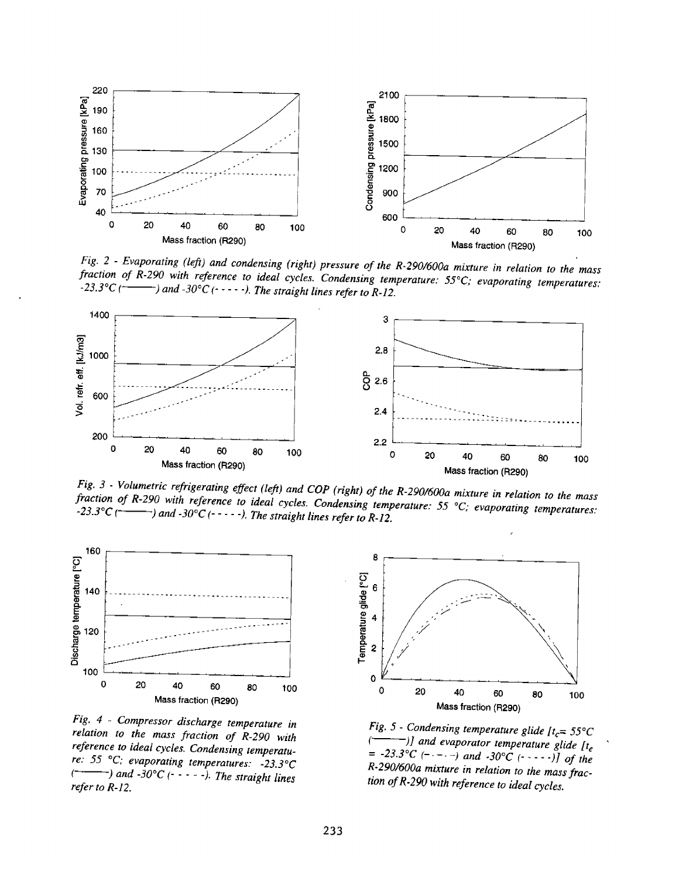*Fig. 2 - Evaporating (left) and condensing (right) pressure of the R-290/600a mixture in relation to the mass fraction of R-290 with reference to ideal cycles. Condensing temperature: 55°C; evaporating temperatures: -23.3°C (———) and -30°C (- - - -). The straight lines refer to R-12.*

*Fig. 3 - Volumetric refrigerating effect (left) and COP (right) of the R-290/600a mixture in relation to the mass fraction of R-290 with reference to ideal cycles. Condensing temperature: 55 °C; evaporating temperatures: -23.3°C (———) and -30°C (- - - -). The straight lines refer to R-12.*

*Fig. 4 - Compressor discharge temperature in relation to the mass fraction of R-290 with reference to ideal cycles. Condensing temperature: 55 °C; evaporating temperatures: -23.3°C (———) and -30°C (- - - -). The straight lines refer to R-12.*

*Fig. 5 - Condensing temperature glide [$t_c$= 55°C (———)] and evaporator temperature glide [$t_e$ = -23.3°C (-·-·-) and -30°C (- - - -)] of the R-290/600a mixture in relation to the mass fraction of R-290 with reference to ideal cycles.*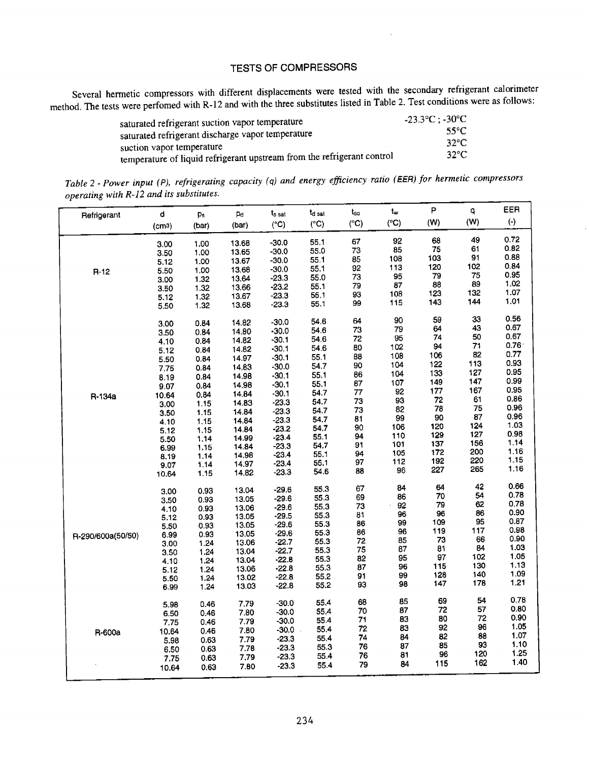## TESTS OF COMPRESSORS

Several hermetic compressors with different displacements were tested with the secondary refrigerant calorimeter method. The tests were perfomed with R-12 and with the three substitutes listed in Table 2. Test conditions were as follows:

| | |
|---|---|
| saturated refrigerant suction vapor temperature | -23.3°C ; -30°C |
| saturated refrigerant discharge vapor temperature | 55°C |
| suction vapor temperature | 32°C |
| temperature of liquid refrigerant upstream from the refrigerant control | 32°C |

*Table 2 - Power input (P), refrigerating capacity (q) and energy efficiency ratio (EER) for hermetic compressors operating with R-12 and its substitutes.*

| Refrigerant | d (cm³) | $p_s$ (bar) | $p_d$ (bar) | $t_{s\ sat}$ (°C) | $t_{d\ sat}$ (°C) | $t_{so}$ (°C) | $t_w$ (°C) | P (W) | q (W) | EER (-) |
|---|---|---|---|---|---|---|---|---|---|---|
| R-12 | 3.00 | 1.00 | 13.68 | -30.0 | 55.1 | 67 | 92 | 68 | 49 | 0.72 |
| | 3.50 | 1.00 | 13.65 | -30.0 | 55.0 | 73 | 85 | 75 | 61 | 0.82 |
| | 5.12 | 1.00 | 13.67 | -30.0 | 55.1 | 85 | 108 | 103 | 91 | 0.88 |
| | 5.50 | 1.00 | 13.68 | -30.0 | 55.1 | 92 | 113 | 120 | 102 | 0.84 |
| | 3.00 | 1.32 | 13.64 | -23.3 | 55.0 | 73 | 95 | 79 | 75 | 0.95 |
| | 3.50 | 1.32 | 13.66 | -23.2 | 55.1 | 79 | 87 | 88 | 89 | 1.02 |
| | 5.12 | 1.32 | 13.67 | -23.3 | 55.1 | 93 | 108 | 123 | 132 | 1.07 |
| | 5.50 | 1.32 | 13.68 | -23.3 | 55.1 | 99 | 115 | 143 | 144 | 1.01 |
| R-134a | 3.00 | 0.84 | 14.82 | -30.0 | 54.6 | 64 | 90 | 59 | 33 | 0.56 |
| | 3.50 | 0.84 | 14.80 | -30.0 | 54.6 | 73 | 79 | 64 | 43 | 0.67 |
| | 4.10 | 0.84 | 14.82 | -30.1 | 54.6 | 72 | 95 | 74 | 50 | 0.67 |
| | 5.12 | 0.84 | 14.82 | -30.1 | 54.6 | 80 | 102 | 94 | 71 | 0.76 |
| | 5.50 | 0.84 | 14.97 | -30.1 | 55.1 | 88 | 108 | 106 | 82 | 0.77 |
| | 7.75 | 0.84 | 14.83 | -30.0 | 54.7 | 90 | 104 | 122 | 113 | 0.93 |
| | 8.19 | 0.84 | 14.98 | -30.1 | 55.1 | 86 | 104 | 133 | 127 | 0.95 |
| | 9.07 | 0.84 | 14.98 | -30.1 | 55.1 | 87 | 107 | 149 | 147 | 0.99 |
| | 10.64 | 0.84 | 14.84 | -30.1 | 54.7 | 77 | 92 | 177 | 167 | 0.95 |
| | 3.00 | 1.15 | 14.83 | -23.3 | 54.7 | 73 | 93 | 72 | 61 | 0.86 |
| | 3.50 | 1.15 | 14.84 | -23.3 | 54.7 | 73 | 82 | 78 | 75 | 0.96 |
| | 4.10 | 1.15 | 14.84 | -23.3 | 54.7 | 81 | 99 | 90 | 87 | 0.96 |
| | 5.12 | 1.15 | 14.84 | -23.2 | 54.7 | 90 | 106 | 120 | 124 | 1.03 |
| | 5.50 | 1.14 | 14.99 | -23.4 | 55.1 | 94 | 110 | 129 | 127 | 0.98 |
| | 6.99 | 1.15 | 14.84 | -23.3 | 54.7 | 91 | 101 | 137 | 156 | 1.14 |
| | 8.19 | 1.14 | 14.98 | -23.4 | 55.1 | 94 | 105 | 172 | 200 | 1.16 |
| | 9.07 | 1.14 | 14.97 | -23.4 | 55.1 | 97 | 112 | 192 | 220 | 1.15 |
| | 10.64 | 1.15 | 14.82 | -23.3 | 54.6 | 88 | 96 | 227 | 265 | 1.16 |
| R-290/600a(50/50) | 3.00 | 0.93 | 13.04 | -29.6 | 55.3 | 67 | 84 | 64 | 42 | 0.66 |
| | 3.50 | 0.93 | 13.05 | -29.6 | 55.3 | 69 | 86 | 70 | 54 | 0.78 |
| | 4.10 | 0.93 | 13.06 | -29.6 | 55.3 | 73 | 92 | 79 | 62 | 0.78 |
| | 5.12 | 0.93 | 13.05 | -29.5 | 55.3 | 81 | 96 | 96 | 86 | 0.90 |
| | 5.50 | 0.93 | 13.05 | -29.6 | 55.3 | 86 | 99 | 109 | 95 | 0.87 |
| | 6.99 | 0.93 | 13.05 | -29.6 | 55.3 | 86 | 96 | 119 | 117 | 0.98 |
| | 3.00 | 1.24 | 13.06 | -22.7 | 55.3 | 72 | 85 | 73 | 66 | 0.90 |
| | 3.50 | 1.24 | 13.04 | -22.7 | 55.3 | 75 | 87 | 81 | 84 | 1.03 |
| | 4.10 | 1.24 | 13.04 | -22.8 | 55.3 | 82 | 95 | 97 | 102 | 1.05 |
| | 5.12 | 1.24 | 13.06 | -22.8 | 55.3 | 87 | 96 | 115 | 130 | 1.13 |
| | 5.50 | 1.24 | 13.02 | -22.8 | 55.2 | 91 | 99 | 128 | 140 | 1.09 |
| | 6.99 | 1.24 | 13.03 | -22.8 | 55.2 | 93 | 98 | 147 | 178 | 1.21 |
| R-600a | 5.98 | 0.46 | 7.79 | -30.0 | 55.4 | 68 | 85 | 69 | 54 | 0.78 |
| | 6.50 | 0.46 | 7.80 | -30.0 | 55.4 | 70 | 87 | 72 | 57 | 0.80 |
| | 7.75 | 0.46 | 7.79 | -30.0 | 55.4 | 71 | 83 | 80 | 72 | 0.90 |
| | 10.64 | 0.46 | 7.80 | -30.0 | 55.4 | 72 | 83 | 92 | 96 | 1.05 |
| | 5.98 | 0.63 | 7.79 | -23.3 | 55.4 | 74 | 84 | 82 | 88 | 1.07 |
| | 6.50 | 0.63 | 7.78 | -23.3 | 55.3 | 76 | 87 | 85 | 93 | 1.10 |
| | 7.75 | 0.63 | 7.79 | -23.3 | 55.4 | 76 | 81 | 96 | 120 | 1.25 |
| | 10.64 | 0.63 | 7.80 | -23.3 | 55.4 | 79 | 84 | 115 | 162 | 1.40 |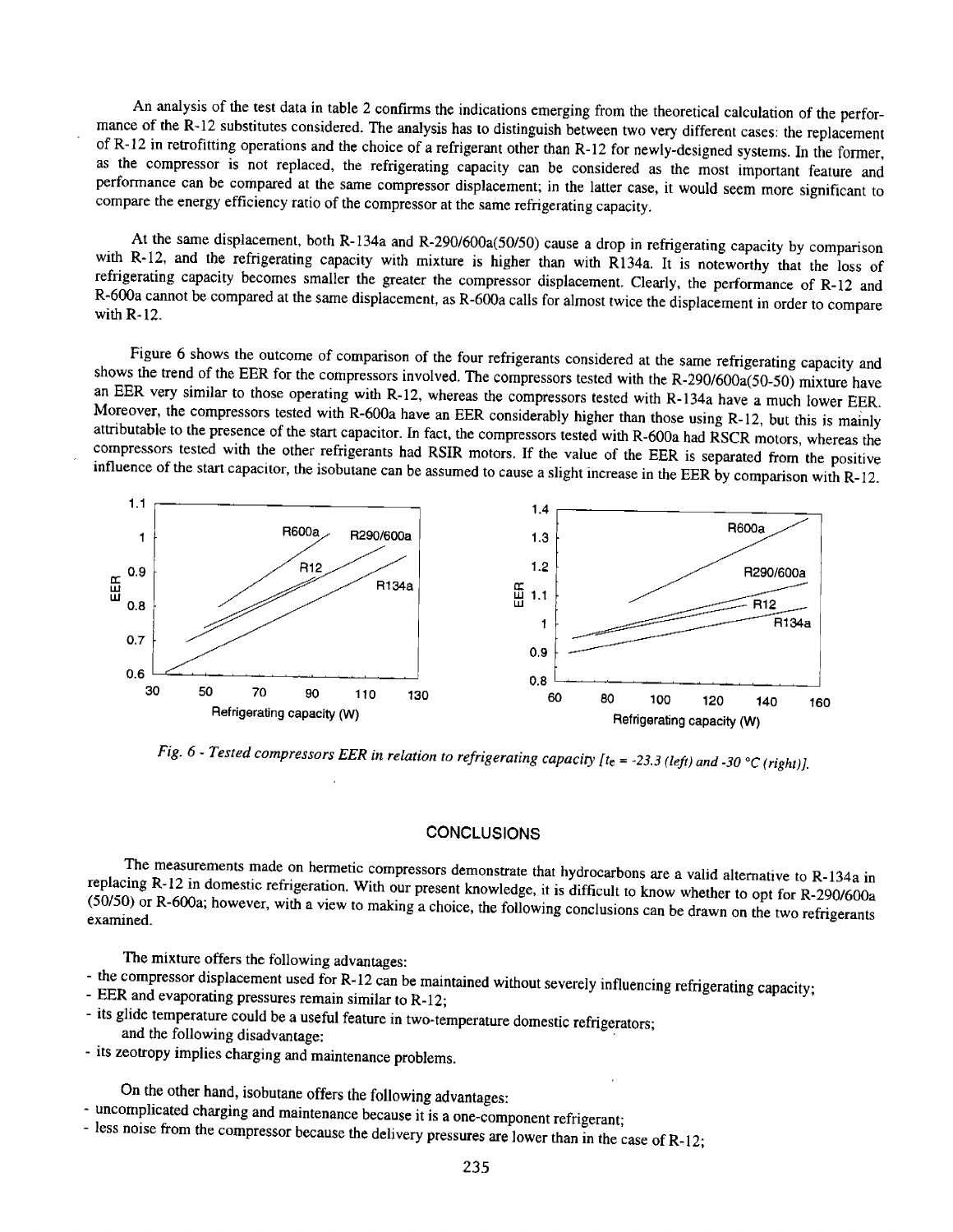An analysis of the test data in table 2 confirms the indications emerging from the theoretical calculation of the performance of the R-12 substitutes considered. The analysis has to distinguish between two very different cases: the replacement of R-12 in retrofitting operations and the choice of a refrigerant other than R-12 for newly-designed systems. In the former, as the compressor is not replaced, the refrigerating capacity can be considered as the most important feature and performance can be compared at the same compressor displacement; in the latter case, it would seem more significant to compare the energy efficiency ratio of the compressor at the same refrigerating capacity.

At the same displacement, both R-134a and R-290/600a(50/50) cause a drop in refrigerating capacity by comparison with R-12, and the refrigerating capacity with mixture is higher than with R134a. It is noteworthy that the loss of refrigerating capacity becomes smaller the greater the compressor displacement. Clearly, the performance of R-12 and R-600a cannot be compared at the same displacement, as R-600a calls for almost twice the displacement in order to compare with R-12.

Figure 6 shows the outcome of comparison of the four refrigerants considered at the same refrigerating capacity and shows the trend of the EER for the compressors involved. The compressors tested with the R-290/600a(50-50) mixture have an EER very similar to those operating with R-12, whereas the compressors tested with R-134a have a much lower EER. Moreover, the compressors tested with R-600a have an EER considerably higher than those using R-12, but this is mainly attributable to the presence of the start capacitor. In fact, the compressors tested with R-600a had RSCR motors, whereas the compressors tested with the other refrigerants had RSIR motors. If the value of the EER is separated from the positive influence of the start capacitor, the isobutane can be assumed to cause a slight increase in the EER by comparison with R-12.

*Fig. 6 - Tested compressors EER in relation to refrigerating capacity [$t_e$ = -23.3 (left) and -30 °C (right)].*

## CONCLUSIONS

The measurements made on hermetic compressors demonstrate that hydrocarbons are a valid alternative to R-134a in replacing R-12 in domestic refrigeration. With our present knowledge, it is difficult to know whether to opt for R-290/600a (50/50) or R-600a; however, with a view to making a choice, the following conclusions can be drawn on the two refrigerants examined.

The mixture offers the following advantages:
- the compressor displacement used for R-12 can be maintained without severely influencing refrigerating capacity;
- EER and evaporating pressures remain similar to R-12;
- its glide temperature could be a useful feature in two-temperature domestic refrigerators;

and the following disadvantage:
- its zeotropy implies charging and maintenance problems.

On the other hand, isobutane offers the following advantages:
- uncomplicated charging and maintenance because it is a one-component refrigerant;
- less noise from the compressor because the delivery pressures are lower than in the case of R-12;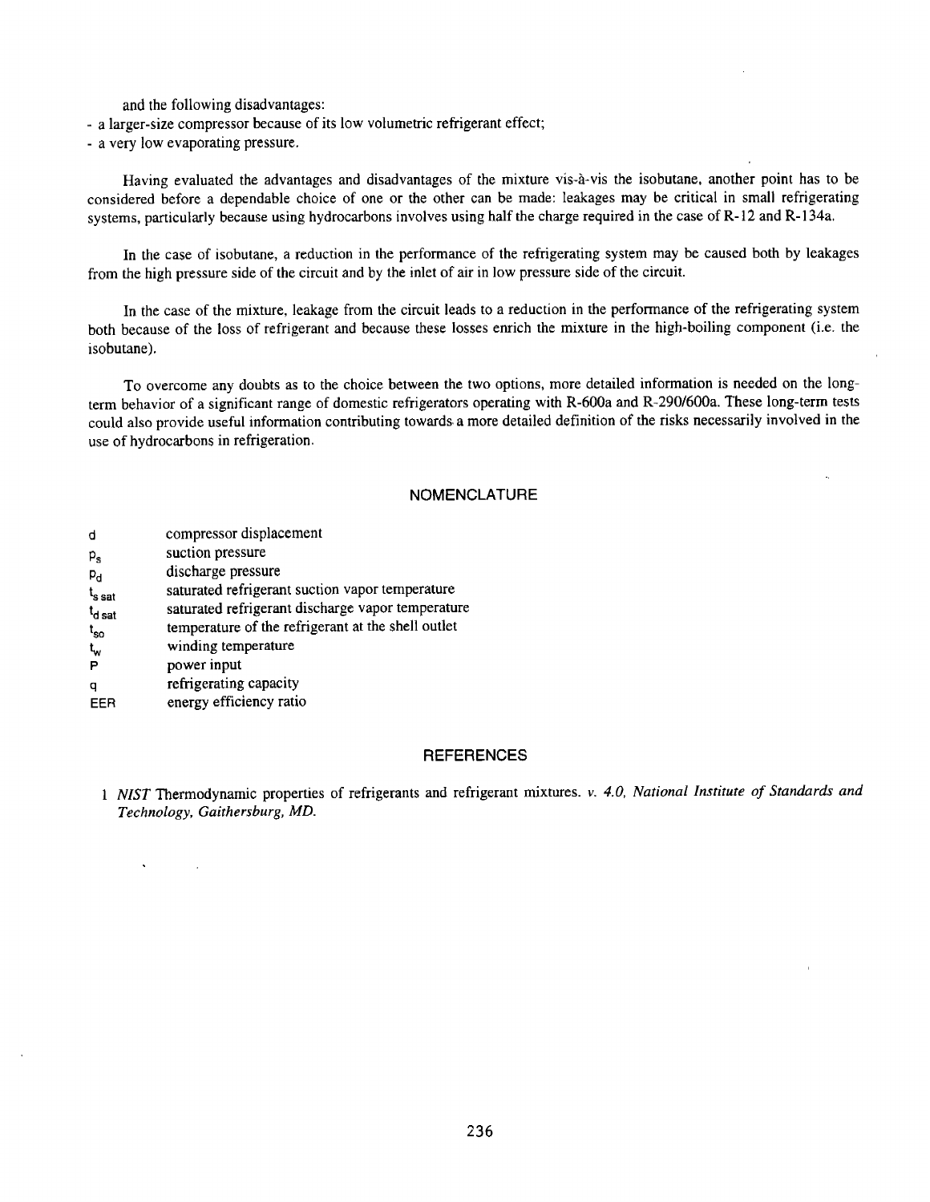and the following disadvantages:

- a larger-size compressor because of its low volumetric refrigerant effect;
- a very low evaporating pressure.

Having evaluated the advantages and disadvantages of the mixture vis-à-vis the isobutane, another point has to be considered before a dependable choice of one or the other can be made: leakages may be critical in small refrigerating systems, particularly because using hydrocarbons involves using half the charge required in the case of R-12 and R-134a.

In the case of isobutane, a reduction in the performance of the refrigerating system may be caused both by leakages from the high pressure side of the circuit and by the inlet of air in low pressure side of the circuit.

In the case of the mixture, leakage from the circuit leads to a reduction in the performance of the refrigerating system both because of the loss of refrigerant and because these losses enrich the mixture in the high-boiling component (i.e. the isobutane).

To overcome any doubts as to the choice between the two options, more detailed information is needed on the long-term behavior of a significant range of domestic refrigerators operating with R-600a and R-290/600a. These long-term tests could also provide useful information contributing towards a more detailed definition of the risks necessarily involved in the use of hydrocarbons in refrigeration.

## NOMENCLATURE

| | |
|---|---|
| $d$ | compressor displacement |
| $p_s$ | suction pressure |
| $p_d$ | discharge pressure |
| $t_{s\,sat}$ | saturated refrigerant suction vapor temperature |
| $t_{d\,sat}$ | saturated refrigerant discharge vapor temperature |
| $t_{so}$ | temperature of the refrigerant at the shell outlet |
| $t_w$ | winding temperature |
| $P$ | power input |
| $q$ | refrigerating capacity |
| EER | energy efficiency ratio |

## REFERENCES

1. *NIST* Thermodynamic properties of refrigerants and refrigerant mixtures. *v. 4.0, National Institute of Standards and Technology, Gaithersburg, MD.*